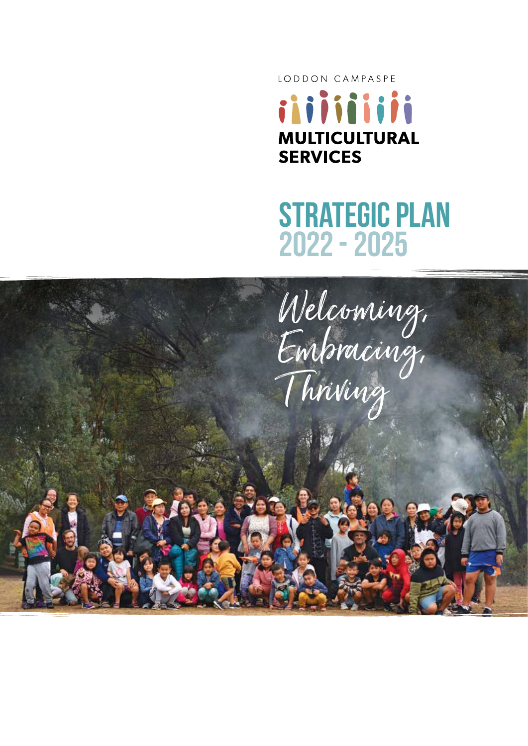LODDON CAMPASPE

**MULTICULTURAL SERVICES**

# STRATEGIC PLAN 2022 - 2025

*Welcoming, Embracing, Thriving*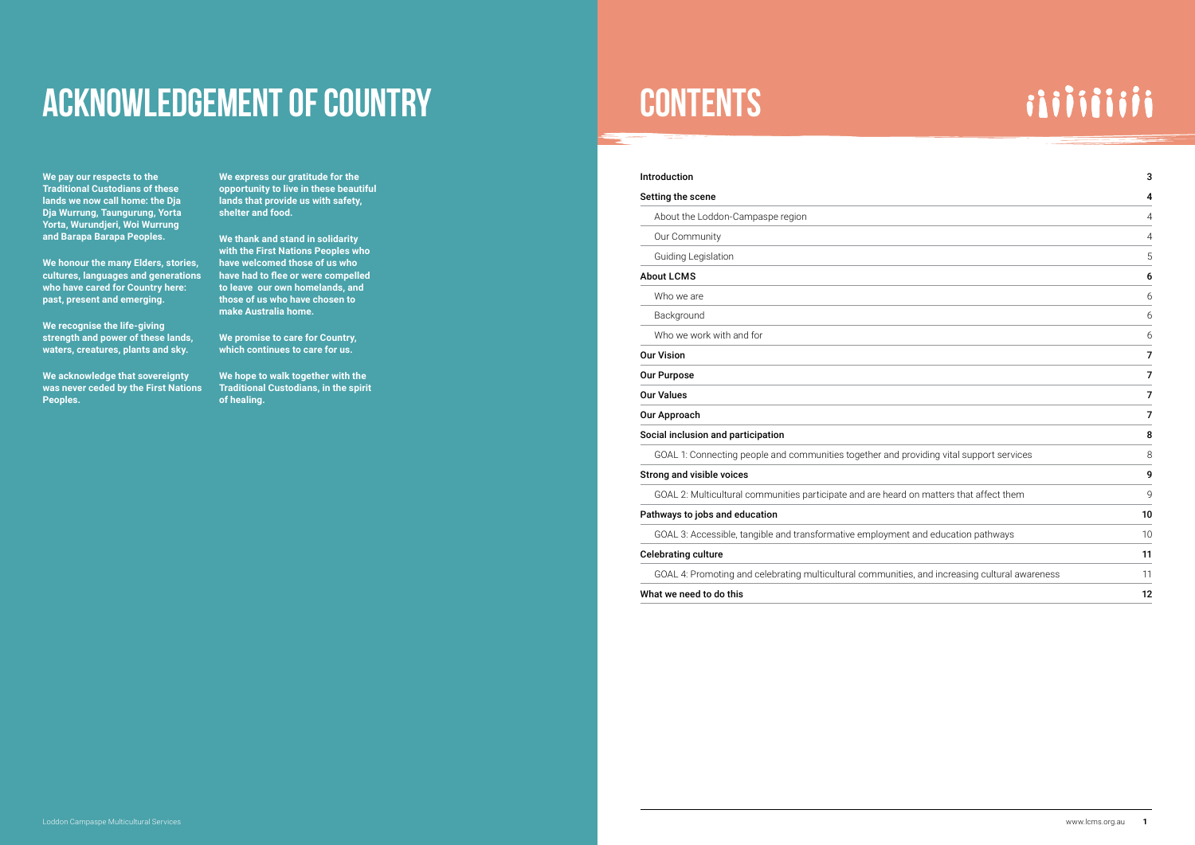# ACKNOWLEDGEMENT OF COUNTRY

**We pay our respects to the Traditional Custodians of these lands we now call home: the Dja Dja Wurrung, Taungurung, Yorta Yorta, Wurundjeri, Woi Wurrung and Barapa Barapa Peoples.**

**We honour the many Elders, stories, cultures, languages and generations who have cared for Country here: past, present and emerging.**

**We recognise the life-giving strength and power of these lands, waters, creatures, plants and sky.**

**We acknowledge that sovereignty was never ceded by the First Nations Peoples.**

**We express our gratitude for the opportunity to live in these beautiful lands that provide us with safety, shelter and food.**

**We thank and stand in solidarity with the First Nations Peoples who have welcomed those of us who have had to flee or were compelled to leave our own homelands, and those of us who have chosen to make Australia home.**

**We promise to care for Country, which continues to care for us.**

**We hope to walk together with the Traditional Custodians, in the spirit of healing.**

# CONTENTS

| | |
|---|---|
| **Introduction** | **3** |
| **Setting the scene** | **4** |
| About the Loddon-Campaspe region | 4 |
| Our Community | 4 |
| Guiding Legislation | 5 |
| **About LCMS** | **6** |
| Who we are | 6 |
| Background | 6 |
| Who we work with and for | 6 |
| **Our Vision** | **7** |
| **Our Purpose** | **7** |
| **Our Values** | **7** |
| **Our Approach** | **7** |
| **Social inclusion and participation** | **8** |
| GOAL 1: Connecting people and communities together and providing vital support services | 8 |
| **Strong and visible voices** | **9** |
| GOAL 2: Multicultural communities participate and are heard on matters that affect them | 9 |
| **Pathways to jobs and education** | **10** |
| GOAL 3: Accessible, tangible and transformative employment and education pathways | 10 |
| **Celebrating culture** | **11** |
| GOAL 4: Promoting and celebrating multicultural communities, and increasing cultural awareness | 11 |
| **What we need to do this** | **12** |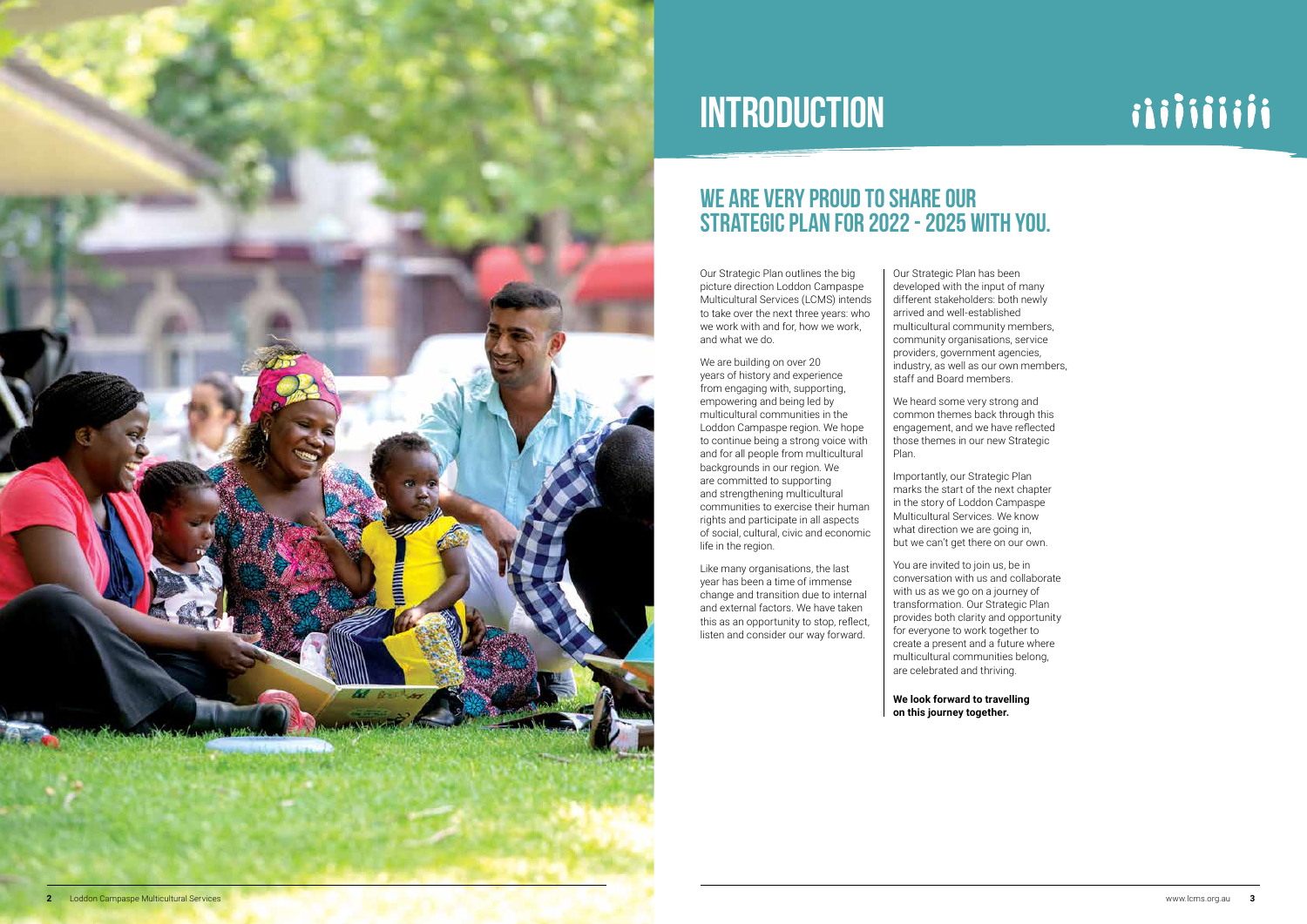# INTRODUCTION

## WE ARE VERY PROUD TO SHARE OUR STRATEGIC PLAN FOR 2022 - 2025 WITH YOU.

Our Strategic Plan outlines the big picture direction Loddon Campaspe Multicultural Services (LCMS) intends to take over the next three years: who we work with and for, how we work, and what we do.

We are building on over 20 years of history and experience from engaging with, supporting, empowering and being led by multicultural communities in the Loddon Campaspe region. We hope to continue being a strong voice with and for all people from multicultural backgrounds in our region. We are committed to supporting and strengthening multicultural communities to exercise their human rights and participate in all aspects of social, cultural, civic and economic life in the region.

Like many organisations, the last year has been a time of immense change and transition due to internal and external factors. We have taken this as an opportunity to stop, reflect, listen and consider our way forward.

Our Strategic Plan has been developed with the input of many different stakeholders: both newly arrived and well-established multicultural community members, community organisations, service providers, government agencies, industry, as well as our own members, staff and Board members.

We heard some very strong and common themes back through this engagement, and we have reflected those themes in our new Strategic Plan.

Importantly, our Strategic Plan marks the start of the next chapter in the story of Loddon Campaspe Multicultural Services. We know what direction we are going in, but we can't get there on our own.

You are invited to join us, be in conversation with us and collaborate with us as we go on a journey of transformation. Our Strategic Plan provides both clarity and opportunity for everyone to work together to create a present and a future where multicultural communities belong, are celebrated and thriving.

**We look forward to travelling on this journey together.**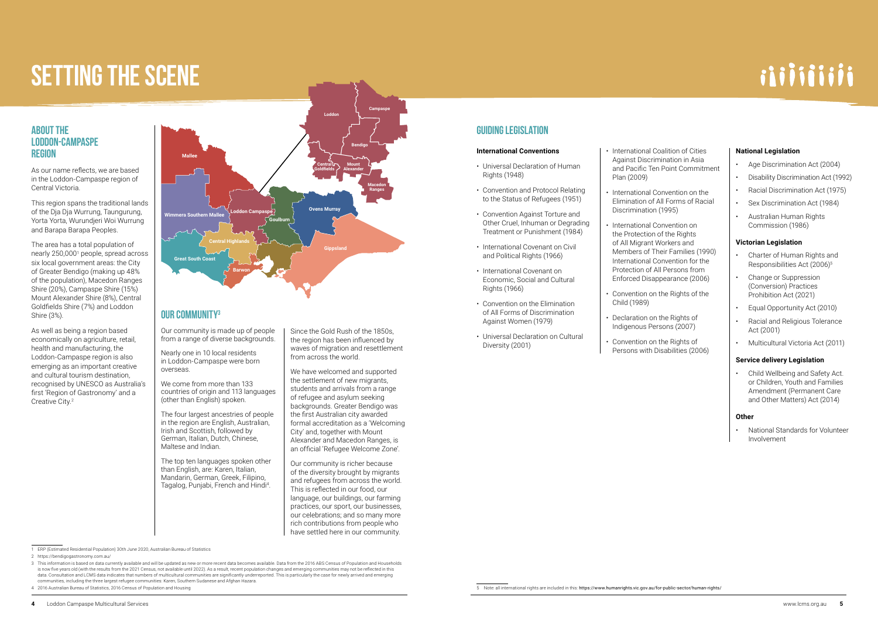# SETTING THE SCENE

## ABOUT THE LODDON-CAMPASPE REGION

As our name reflects, we are based in the Loddon-Campaspe region of Central Victoria.

This region spans the traditional lands of the Dja Dja Wurrung, Taungurung, Yorta Yorta, Wurundjeri Woi Wurrung and Barapa Barapa Peoples.

The area has a total population of nearly 250,000[1] people, spread across six local government areas: the City of Greater Bendigo (making up 48% of the population), Macedon Ranges Shire (20%), Campaspe Shire (15%) Mount Alexander Shire (8%), Central Goldfields Shire (7%) and Loddon Shire (3%).

As well as being a region based economically on agriculture, retail, health and manufacturing, the Loddon-Campaspe region is also emerging as an important creative and cultural tourism destination, recognised by UNESCO as Australia's first 'Region of Gastronomy' and a Creative City.[2]

## OUR COMMUNITY[3]

Our community is made up of people from a range of diverse backgrounds.

Nearly one in 10 local residents in Loddon-Campaspe were born overseas.

We come from more than 133 countries of origin and 113 languages (other than English) spoken.

The four largest ancestries of people in the region are English, Australian, Irish and Scottish, followed by German, Italian, Dutch, Chinese, Maltese and Indian.

The top ten languages spoken other than English, are: Karen, Italian, Mandarin, German, Greek, Filipino, Tagalog, Punjabi, French and Hindi[4].

Since the Gold Rush of the 1850s, the region has been influenced by waves of migration and resettlement from across the world.

We have welcomed and supported the settlement of new migrants, students and arrivals from a range of refugee and asylum seeking backgrounds. Greater Bendigo was the first Australian city awarded formal accreditation as a 'Welcoming City' and, together with Mount Alexander and Macedon Ranges, is an official 'Refugee Welcome Zone'.

Our community is richer because of the diversity brought by migrants and refugees from across the world. This is reflected in our food, our language, our buildings, our farming practices, our sport, our businesses, our celebrations; and so many more rich contributions from people who have settled here in our community.

## GUIDING LEGISLATION

### International Conventions

- Universal Declaration of Human Rights (1948)
- Convention and Protocol Relating to the Status of Refugees (1951)
- Convention Against Torture and Other Cruel, Inhuman or Degrading Treatment or Punishment (1984)
- International Covenant on Civil and Political Rights (1966)
- International Covenant on Economic, Social and Cultural Rights (1966)
- Convention on the Elimination of All Forms of Discrimination Against Women (1979)
- Universal Declaration on Cultural Diversity (2001)
- International Coalition of Cities Against Discrimination in Asia and Pacific Ten Point Commitment Plan (2009)
- International Convention on the Elimination of All Forms of Racial Discrimination (1995)
- International Convention on the Protection of the Rights of All Migrant Workers and Members of Their Families (1990) International Convention for the Protection of All Persons from Enforced Disappearance (2006)
- Convention on the Rights of the Child (1989)
- Declaration on the Rights of Indigenous Persons (2007)
- Convention on the Rights of Persons with Disabilities (2006)

### National Legislation

- Age Discrimination Act (2004)
- Disability Discrimination Act (1992)
- Racial Discrimination Act (1975)
- Sex Discrimination Act (1984)
- Australian Human Rights Commission (1986)

### Victorian Legislation

- Charter of Human Rights and Responsibilities Act (2006)[5]
- Change or Suppression (Conversion) Practices Prohibition Act (2021)
- Equal Opportunity Act (2010)
- Racial and Religious Tolerance Act (2001)
- Multicultural Victoria Act (2011)

### Service delivery Legislation

- Child Wellbeing and Safety Act. or Children, Youth and Families Amendment (Permanent Care and Other Matters) Act (2014)

### Other

- National Standards for Volunteer Involvement

---

1 ERP (Estimated Residential Population) 30th June 2020, Australian Bureau of Statistics

2 https://bendigogastronomy.com.au/

3 This information is based on data currently available and will be updated as new or more recent data becomes available. Data from the 2016 ABS Census of Population and Households is now five years old (with the results from the 2021 Census, not available until 2022). As a result, recent population changes and emerging communities may not be reflected in this data. Consultation and LCMS data indicates that numbers of multicultural communities are significantly underreported. This is particularly the case for newly arrived and emerging communities, including the three largest refugee communities: Karen, Southern Sudanese and Afghan Hazara.

4 2016 Australian Bureau of Statistics, 2016 Census of Population and Housing

5 Note: all international rights are included in this: https://www.humanrights.vic.gov.au/for-public-sector/human-rights/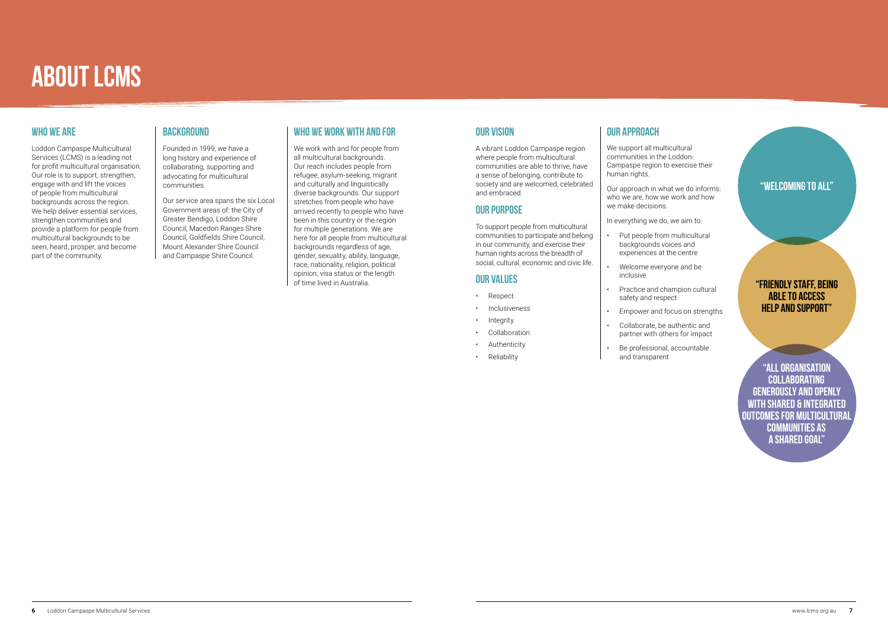# ABOUT LCMS

## WHO WE ARE

Loddon Campaspe Multicultural Services (LCMS) is a leading not for profit multicultural organisation. Our role is to support, strengthen, engage with and lift the voices of people from multicultural backgrounds across the region. We help deliver essential services, strengthen communities and provide a platform for people from multicultural backgrounds to be seen, heard, prosper, and become part of the community.

## BACKGROUND

Founded in 1999, we have a long history and experience of collaborating, supporting and advocating for multicultural communities.

Our service area spans the six Local Government areas of: the City of Greater Bendigo, Loddon Shire Council, Macedon Ranges Shire Council, Goldfields Shire Council, Mount Alexander Shire Council and Campaspe Shire Council.

## WHO WE WORK WITH AND FOR

We work with and for people from all multicultural backgrounds. Our reach includes people from refugee, asylum-seeking, migrant and culturally and linguistically diverse backgrounds. Our support stretches from people who have arrived recently to people who have been in this country or the region for multiple generations. We are here for all people from multicultural backgrounds regardless of age, gender, sexuality, ability, language, race, nationality, religion, political opinion, visa status or the length of time lived in Australia.

## OUR VISION

A vibrant Loddon Campaspe region where people from multicultural communities are able to thrive, have a sense of belonging, contribute to society and are welcomed, celebrated and embraced.

## OUR PURPOSE

To support people from multicultural communities to participate and belong in our community, and exercise their human rights across the breadth of social, cultural, economic and civic life.

## OUR VALUES

- Respect
- Inclusiveness
- Integrity
- Collaboration
- Authenticity
- Reliability

## OUR APPROACH

We support all multicultural communities in the Loddon-Campaspe region to exercise their human rights.

Our approach in what we do informs: who we are, how we work and how we make decisions.

In everything we do, we aim to:

- Put people from multicultural backgrounds voices and experiences at the centre
- Welcome everyone and be inclusive
- Practice and champion cultural safety and respect
- Empower and focus on strengths
- Collaborate, be authentic and partner with others for impact
- Be professional, accountable and transparent

**"WELCOMING TO ALL"**

**"FRIENDLY STAFF, BEING ABLE TO ACCESS HELP AND SUPPORT"**

**"ALL ORGANISATION COLLABORATING GENEROUSLY AND OPENLY WITH SHARED & INTEGRATED OUTCOMES FOR MULTICULTURAL COMMUNITIES AS A SHARED GOAL"**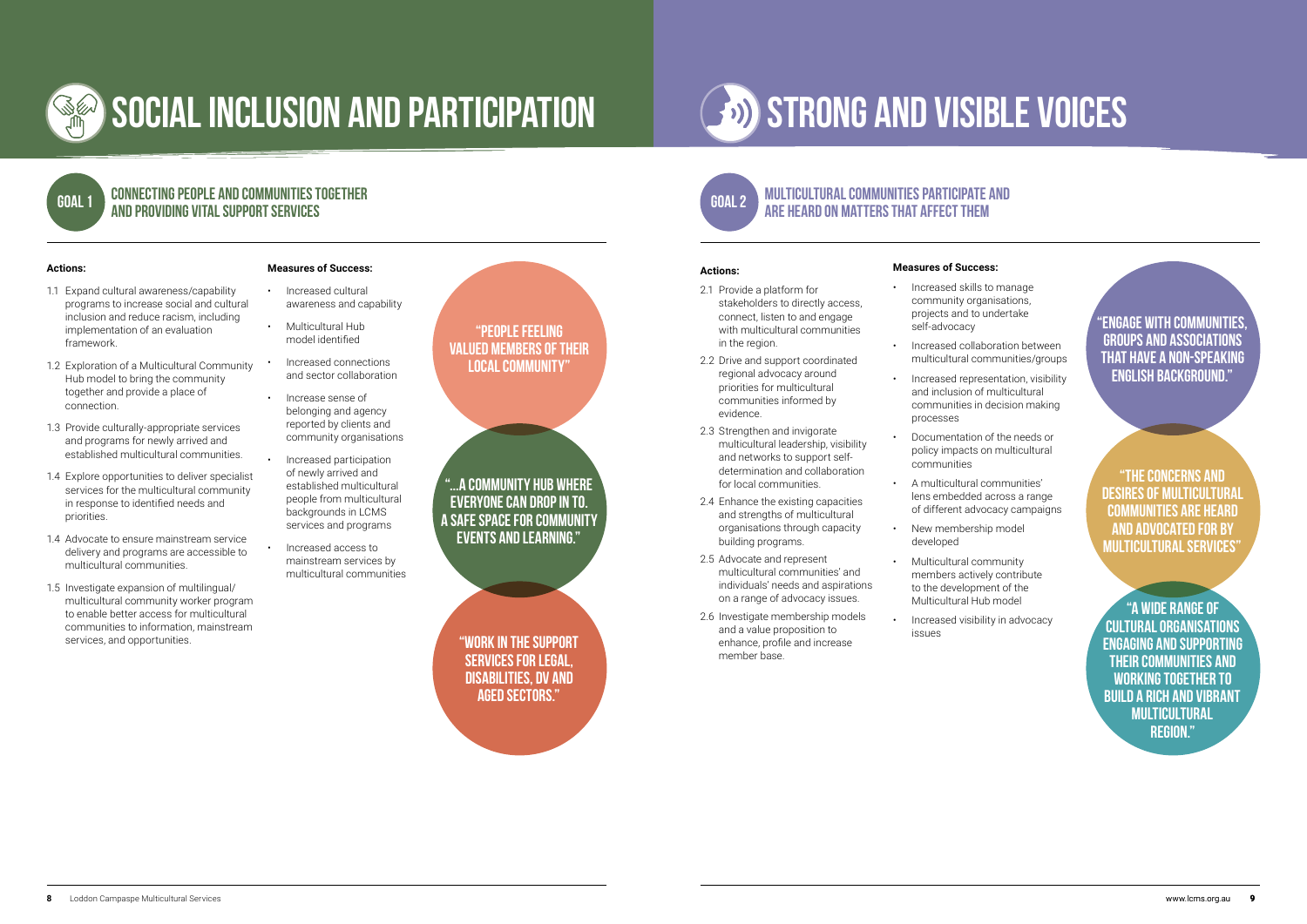# SOCIAL INCLUSION AND PARTICIPATION

## GOAL 1 CONNECTING PEOPLE AND COMMUNITIES TOGETHER AND PROVIDING VITAL SUPPORT SERVICES

**Actions:**

1.1 Expand cultural awareness/capability programs to increase social and cultural inclusion and reduce racism, including implementation of an evaluation framework.

1.2 Exploration of a Multicultural Community Hub model to bring the community together and provide a place of connection.

1.3 Provide culturally-appropriate services and programs for newly arrived and established multicultural communities.

1.4 Explore opportunities to deliver specialist services for the multicultural community in response to identified needs and priorities.

1.4 Advocate to ensure mainstream service delivery and programs are accessible to multicultural communities.

1.5 Investigate expansion of multilingual/multicultural community worker program to enable better access for multicultural communities to information, mainstream services, and opportunities.

**Measures of Success:**

- Increased cultural awareness and capability
- Multicultural Hub model identified
- Increased connections and sector collaboration
- Increase sense of belonging and agency reported by clients and community organisations
- Increased participation of newly arrived and established multicultural people from multicultural backgrounds in LCMS services and programs
- Increased access to mainstream services by multicultural communities

"PEOPLE FEELING VALUED MEMBERS OF THEIR LOCAL COMMUNITY"

"...A COMMUNITY HUB WHERE EVERYONE CAN DROP IN TO. A SAFE SPACE FOR COMMUNITY EVENTS AND LEARNING."

"WORK IN THE SUPPORT SERVICES FOR LEGAL, DISABILITIES, DV AND AGED SECTORS."

# STRONG AND VISIBLE VOICES

## GOAL 2 MULTICULTURAL COMMUNITIES PARTICIPATE AND ARE HEARD ON MATTERS THAT AFFECT THEM

**Actions:**

2.1 Provide a platform for stakeholders to directly access, connect, listen to and engage with multicultural communities in the region.

2.2 Drive and support coordinated regional advocacy around priorities for multicultural communities informed by evidence.

2.3 Strengthen and invigorate multicultural leadership, visibility and networks to support self-determination and collaboration for local communities.

2.4 Enhance the existing capacities and strengths of multicultural organisations through capacity building programs.

2.5 Advocate and represent multicultural communities' and individuals' needs and aspirations on a range of advocacy issues.

2.6 Investigate membership models and a value proposition to enhance, profile and increase member base.

**Measures of Success:**

- Increased skills to manage community organisations, projects and to undertake self-advocacy
- Increased collaboration between multicultural communities/groups
- Increased representation, visibility and inclusion of multicultural communities in decision making processes
- Documentation of the needs or policy impacts on multicultural communities
- A multicultural communities' lens embedded across a range of different advocacy campaigns
- New membership model developed
- Multicultural community members actively contribute to the development of the Multicultural Hub model
- Increased visibility in advocacy issues

"ENGAGE WITH COMMUNITIES, GROUPS AND ASSOCIATIONS THAT HAVE A NON-SPEAKING ENGLISH BACKGROUND."

"THE CONCERNS AND DESIRES OF MULTICULTURAL COMMUNITIES ARE HEARD AND ADVOCATED FOR BY MULTICULTURAL SERVICES"

"A WIDE RANGE OF CULTURAL ORGANISATIONS ENGAGING AND SUPPORTING THEIR COMMUNITIES AND WORKING TOGETHER TO BUILD A RICH AND VIBRANT MULTICULTURAL REGION."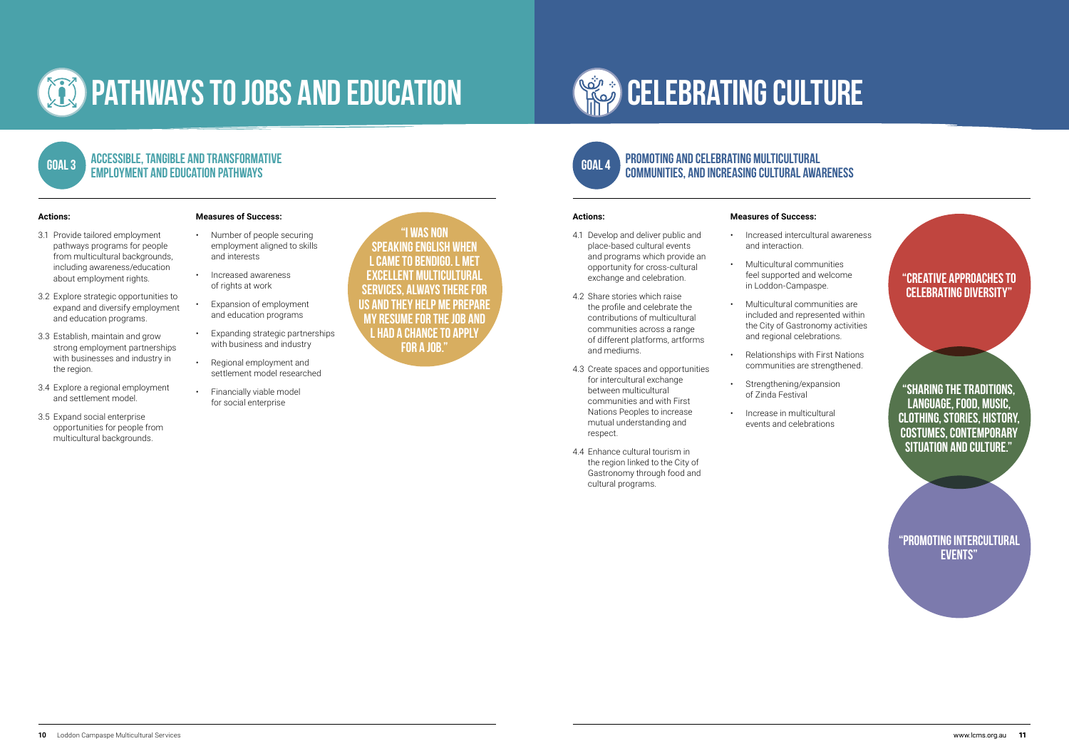# PATHWAYS TO JOBS AND EDUCATION

## GOAL 3 ACCESSIBLE, TANGIBLE AND TRANSFORMATIVE EMPLOYMENT AND EDUCATION PATHWAYS

**Actions:**

3.1 Provide tailored employment pathways programs for people from multicultural backgrounds, including awareness/education about employment rights.

3.2 Explore strategic opportunities to expand and diversify employment and education programs.

3.3 Establish, maintain and grow strong employment partnerships with businesses and industry in the region.

3.4 Explore a regional employment and settlement model.

3.5 Expand social enterprise opportunities for people from multicultural backgrounds.

**Measures of Success:**

- Number of people securing employment aligned to skills and interests
- Increased awareness of rights at work
- Expansion of employment and education programs
- Expanding strategic partnerships with business and industry
- Regional employment and settlement model researched
- Financially viable model for social enterprise

"I WAS NON SPEAKING ENGLISH WHEN L CAME TO BENDIGO. L MET EXCELLENT MULTICULTURAL SERVICES, ALWAYS THERE FOR US AND THEY HELP ME PREPARE MY RESUME FOR THE JOB AND L HAD A CHANCE TO APPLY FOR A JOB."

# CELEBRATING CULTURE

## GOAL 4 PROMOTING AND CELEBRATING MULTICULTURAL COMMUNITIES, AND INCREASING CULTURAL AWARENESS

**Actions:**

4.1 Develop and deliver public and place-based cultural events and programs which provide an opportunity for cross-cultural exchange and celebration.

4.2 Share stories which raise the profile and celebrate the contributions of multicultural communities across a range of different platforms, artforms and mediums.

4.3 Create spaces and opportunities for intercultural exchange between multicultural communities and with First Nations Peoples to increase mutual understanding and respect.

4.4 Enhance cultural tourism in the region linked to the City of Gastronomy through food and cultural programs.

**Measures of Success:**

- Increased intercultural awareness and interaction.
- Multicultural communities feel supported and welcome in Loddon-Campaspe.
- Multicultural communities are included and represented within the City of Gastronomy activities and regional celebrations.
- Relationships with First Nations communities are strengthened.
- Strengthening/expansion of Zinda Festival
- Increase in multicultural events and celebrations

"CREATIVE APPROACHES TO CELEBRATING DIVERSITY"

"SHARING THE TRADITIONS, LANGUAGE, FOOD, MUSIC, CLOTHING, STORIES, HISTORY, COSTUMES, CONTEMPORARY SITUATION AND CULTURE."

"PROMOTING INTERCULTURAL EVENTS"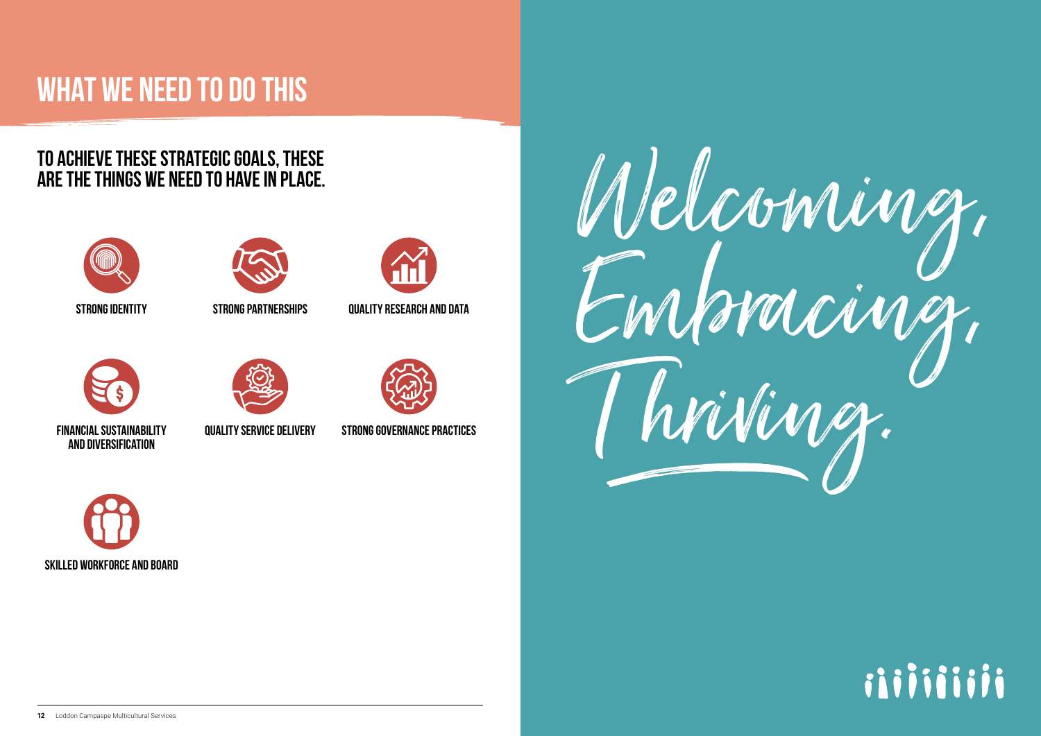# WHAT WE NEED TO DO THIS

## TO ACHIEVE THESE STRATEGIC GOALS, THESE ARE THE THINGS WE NEED TO HAVE IN PLACE.

- STRONG IDENTITY
- STRONG PARTNERSHIPS
- QUALITY RESEARCH AND DATA
- FINANCIAL SUSTAINABILITY AND DIVERSIFICATION
- QUALITY SERVICE DELIVERY
- STRONG GOVERNANCE PRACTICES
- SKILLED WORKFORCE AND BOARD

*Welcoming, Embracing, Thriving.*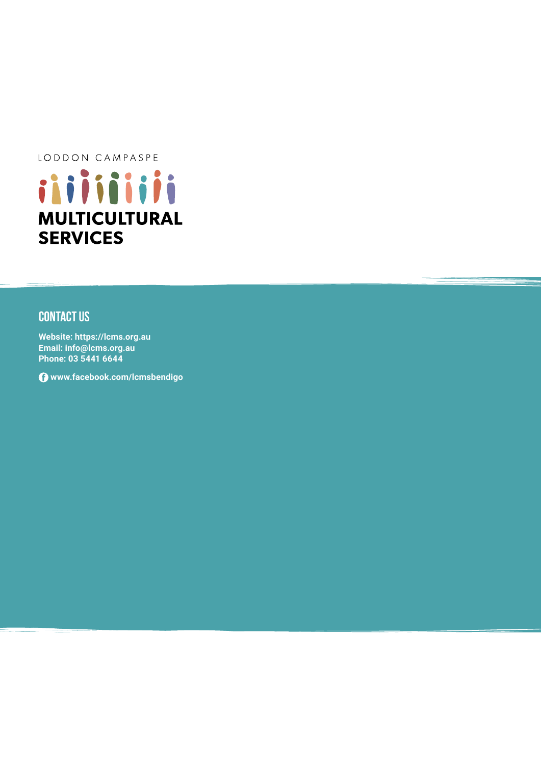LODDON CAMPASPE

**MULTICULTURAL SERVICES**

## CONTACT US

**Website: https://lcms.org.au**
**Email: info@lcms.org.au**
**Phone: 03 5441 6644**

**www.facebook.com/lcmsbendigo**